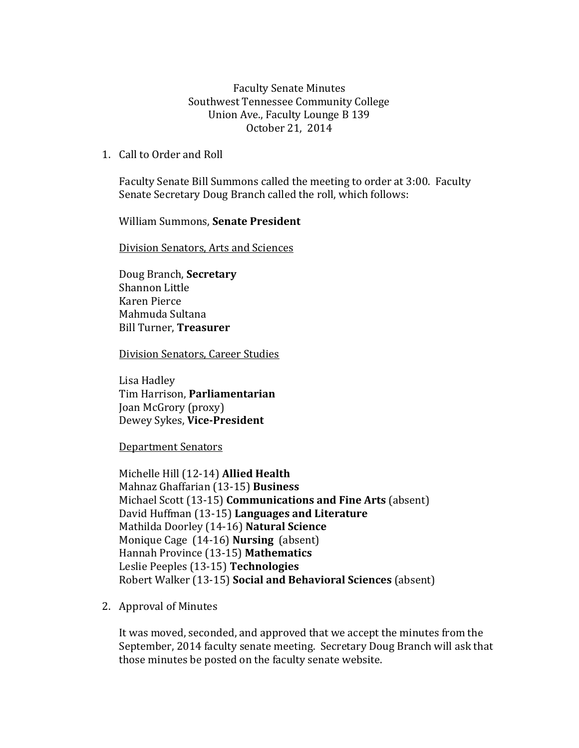Faculty Senate Minutes
Southwest Tennessee Community College
Union Ave., Faculty Lounge B 139
October 21, 2014

1. Call to Order and Roll

   Faculty Senate Bill Summons called the meeting to order at 3:00. Faculty Senate Secretary Doug Branch called the roll, which follows:

   William Summons, **Senate President**

   Division Senators, Arts and Sciences

   Doug Branch, **Secretary**
   Shannon Little
   Karen Pierce
   Mahmuda Sultana
   Bill Turner, **Treasurer**

   Division Senators, Career Studies

   Lisa Hadley
   Tim Harrison, **Parliamentarian**
   Joan McGrory (proxy)
   Dewey Sykes, **Vice-President**

   Department Senators

   Michelle Hill (12-14) **Allied Health**
   Mahnaz Ghaffarian (13-15) **Business**
   Michael Scott (13-15) **Communications and Fine Arts** (absent)
   David Huffman (13-15) **Languages and Literature**
   Mathilda Doorley (14-16) **Natural Science**
   Monique Cage (14-16) **Nursing** (absent)
   Hannah Province (13-15) **Mathematics**
   Leslie Peeples (13-15) **Technologies**
   Robert Walker (13-15) **Social and Behavioral Sciences** (absent)

2. Approval of Minutes

   It was moved, seconded, and approved that we accept the minutes from the September, 2014 faculty senate meeting. Secretary Doug Branch will ask that those minutes be posted on the faculty senate website.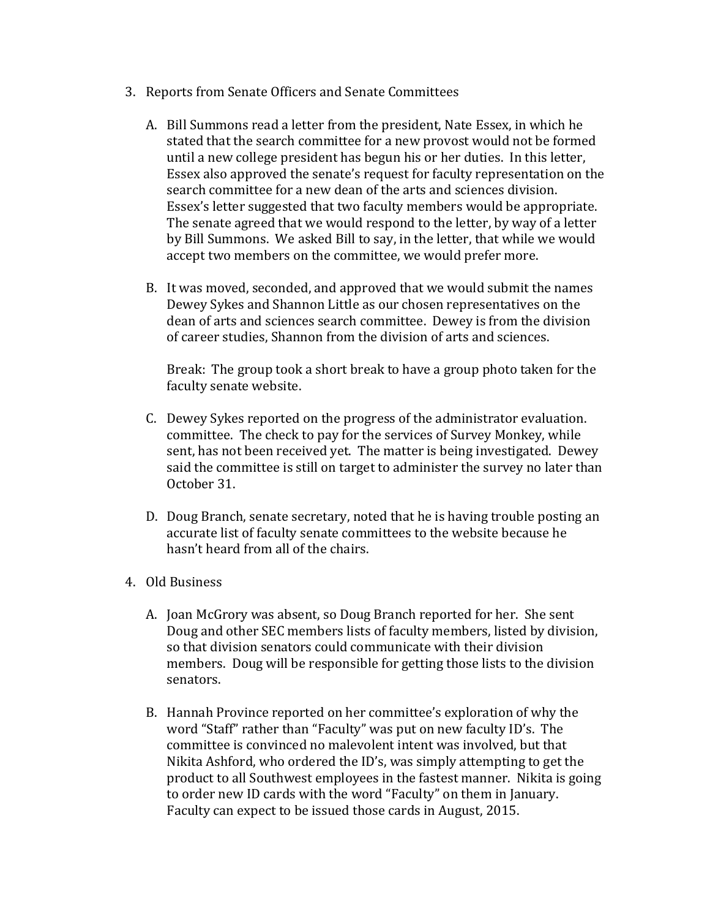3. Reports from Senate Officers and Senate Committees

   A. Bill Summons read a letter from the president, Nate Essex, in which he stated that the search committee for a new provost would not be formed until a new college president has begun his or her duties. In this letter, Essex also approved the senate's request for faculty representation on the search committee for a new dean of the arts and sciences division. Essex's letter suggested that two faculty members would be appropriate. The senate agreed that we would respond to the letter, by way of a letter by Bill Summons. We asked Bill to say, in the letter, that while we would accept two members on the committee, we would prefer more.

   B. It was moved, seconded, and approved that we would submit the names Dewey Sykes and Shannon Little as our chosen representatives on the dean of arts and sciences search committee. Dewey is from the division of career studies, Shannon from the division of arts and sciences.

      Break: The group took a short break to have a group photo taken for the faculty senate website.

   C. Dewey Sykes reported on the progress of the administrator evaluation. committee. The check to pay for the services of Survey Monkey, while sent, has not been received yet. The matter is being investigated. Dewey said the committee is still on target to administer the survey no later than October 31.

   D. Doug Branch, senate secretary, noted that he is having trouble posting an accurate list of faculty senate committees to the website because he hasn't heard from all of the chairs.

4. Old Business

   A. Joan McGrory was absent, so Doug Branch reported for her. She sent Doug and other SEC members lists of faculty members, listed by division, so that division senators could communicate with their division members. Doug will be responsible for getting those lists to the division senators.

   B. Hannah Province reported on her committee's exploration of why the word "Staff" rather than "Faculty" was put on new faculty ID's. The committee is convinced no malevolent intent was involved, but that Nikita Ashford, who ordered the ID's, was simply attempting to get the product to all Southwest employees in the fastest manner. Nikita is going to order new ID cards with the word "Faculty" on them in January. Faculty can expect to be issued those cards in August, 2015.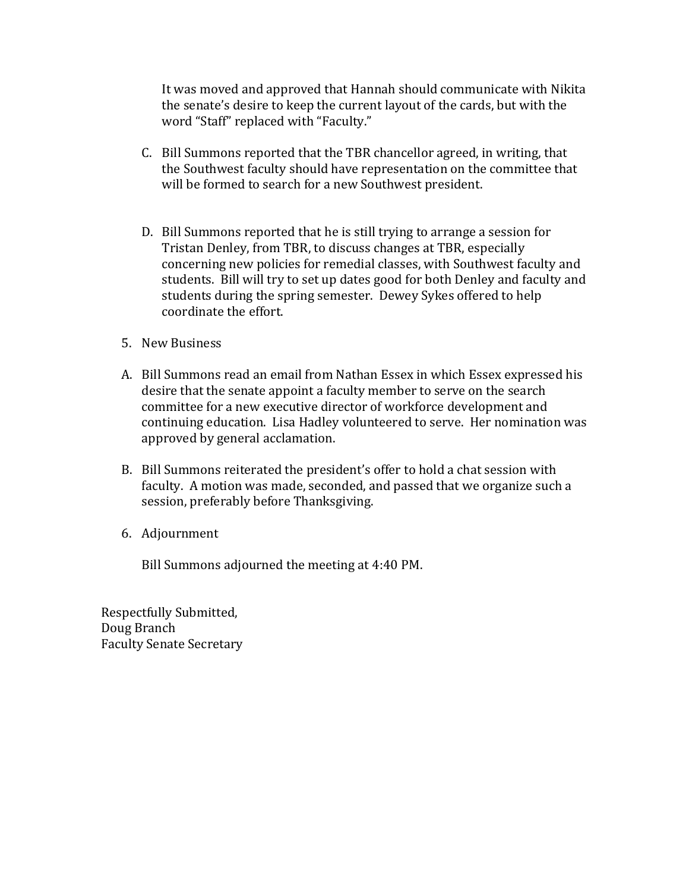It was moved and approved that Hannah should communicate with Nikita the senate's desire to keep the current layout of the cards, but with the word "Staff" replaced with "Faculty."

C. Bill Summons reported that the TBR chancellor agreed, in writing, that the Southwest faculty should have representation on the committee that will be formed to search for a new Southwest president.

D. Bill Summons reported that he is still trying to arrange a session for Tristan Denley, from TBR, to discuss changes at TBR, especially concerning new policies for remedial classes, with Southwest faculty and students. Bill will try to set up dates good for both Denley and faculty and students during the spring semester. Dewey Sykes offered to help coordinate the effort.

5. New Business

A. Bill Summons read an email from Nathan Essex in which Essex expressed his desire that the senate appoint a faculty member to serve on the search committee for a new executive director of workforce development and continuing education. Lisa Hadley volunteered to serve. Her nomination was approved by general acclamation.

B. Bill Summons reiterated the president's offer to hold a chat session with faculty. A motion was made, seconded, and passed that we organize such a session, preferably before Thanksgiving.

6. Adjournment

Bill Summons adjourned the meeting at 4:40 PM.

Respectfully Submitted,
Doug Branch
Faculty Senate Secretary